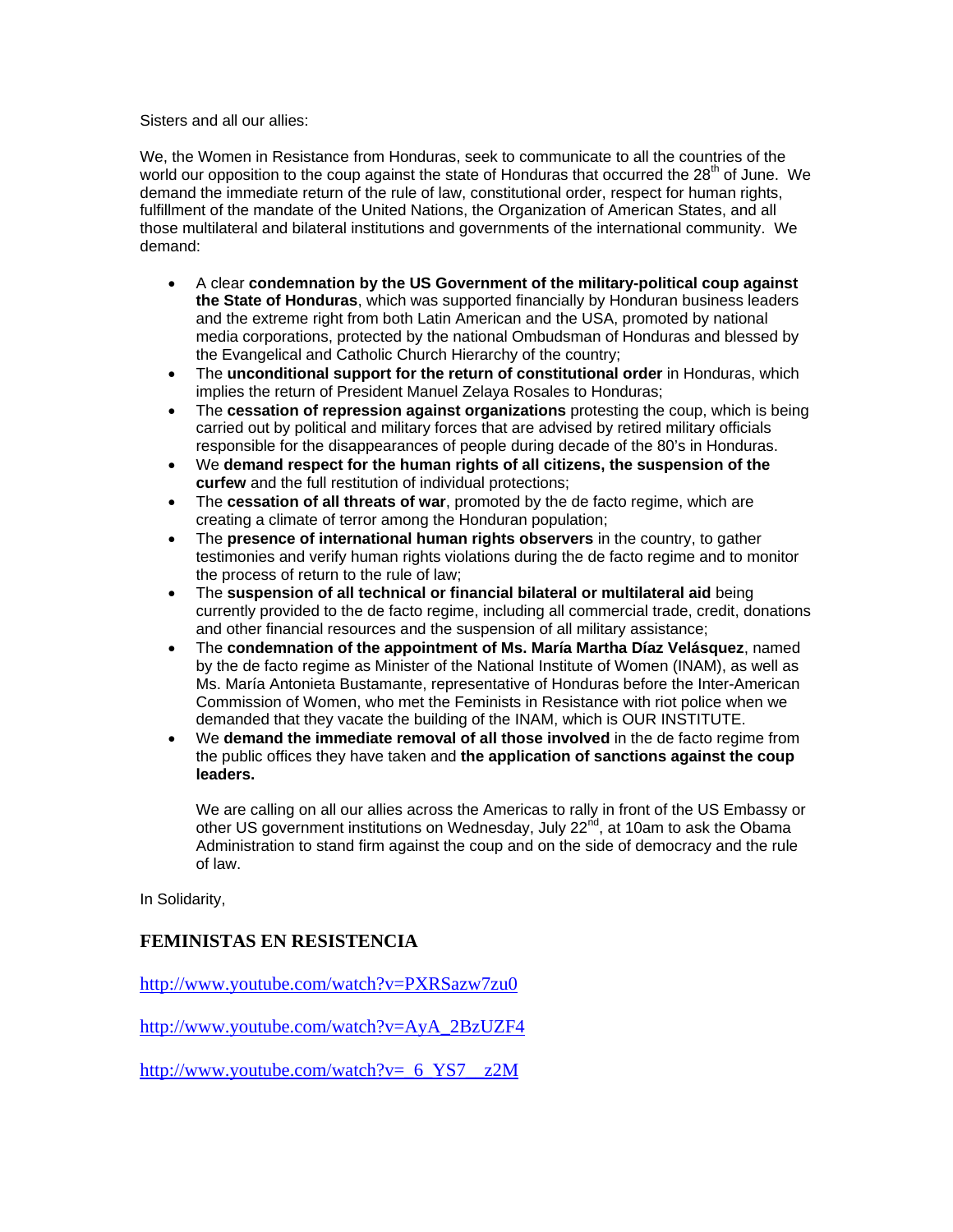Sisters and all our allies:

We, the Women in Resistance from Honduras, seek to communicate to all the countries of the world our opposition to the coup against the state of Honduras that occurred the 28th of June. We demand the immediate return of the rule of law, constitutional order, respect for human rights, fulfillment of the mandate of the United Nations, the Organization of American States, and all those multilateral and bilateral institutions and governments of the international community. We demand:

- A clear **condemnation by the US Government of the military-political coup against the State of Honduras**, which was supported financially by Honduran business leaders and the extreme right from both Latin American and the USA, promoted by national media corporations, protected by the national Ombudsman of Honduras and blessed by the Evangelical and Catholic Church Hierarchy of the country;
- The **unconditional support for the return of constitutional order** in Honduras, which implies the return of President Manuel Zelaya Rosales to Honduras;
- The **cessation of repression against organizations** protesting the coup, which is being carried out by political and military forces that are advised by retired military officials responsible for the disappearances of people during decade of the 80's in Honduras.
- We **demand respect for the human rights of all citizens, the suspension of the curfew** and the full restitution of individual protections;
- The **cessation of all threats of war**, promoted by the de facto regime, which are creating a climate of terror among the Honduran population;
- The **presence of international human rights observers** in the country, to gather testimonies and verify human rights violations during the de facto regime and to monitor the process of return to the rule of law;
- The **suspension of all technical or financial bilateral or multilateral aid** being currently provided to the de facto regime, including all commercial trade, credit, donations and other financial resources and the suspension of all military assistance;
- The **condemnation of the appointment of Ms. María Martha Díaz Velásquez**, named by the de facto regime as Minister of the National Institute of Women (INAM), as well as Ms. María Antonieta Bustamante, representative of Honduras before the Inter-American Commission of Women, who met the Feminists in Resistance with riot police when we demanded that they vacate the building of the INAM, which is OUR INSTITUTE.
- We **demand the immediate removal of all those involved** in the de facto regime from the public offices they have taken and **the application of sanctions against the coup leaders.**

  We are calling on all our allies across the Americas to rally in front of the US Embassy or other US government institutions on Wednesday, July 22nd, at 10am to ask the Obama Administration to stand firm against the coup and on the side of democracy and the rule of law.

In Solidarity,

**FEMINISTAS EN RESISTENCIA**

http://www.youtube.com/watch?v=PXRSazw7zu0

http://www.youtube.com/watch?v=AyA_2BzUZF4

http://www.youtube.com/watch?v=_6_YS7__z2M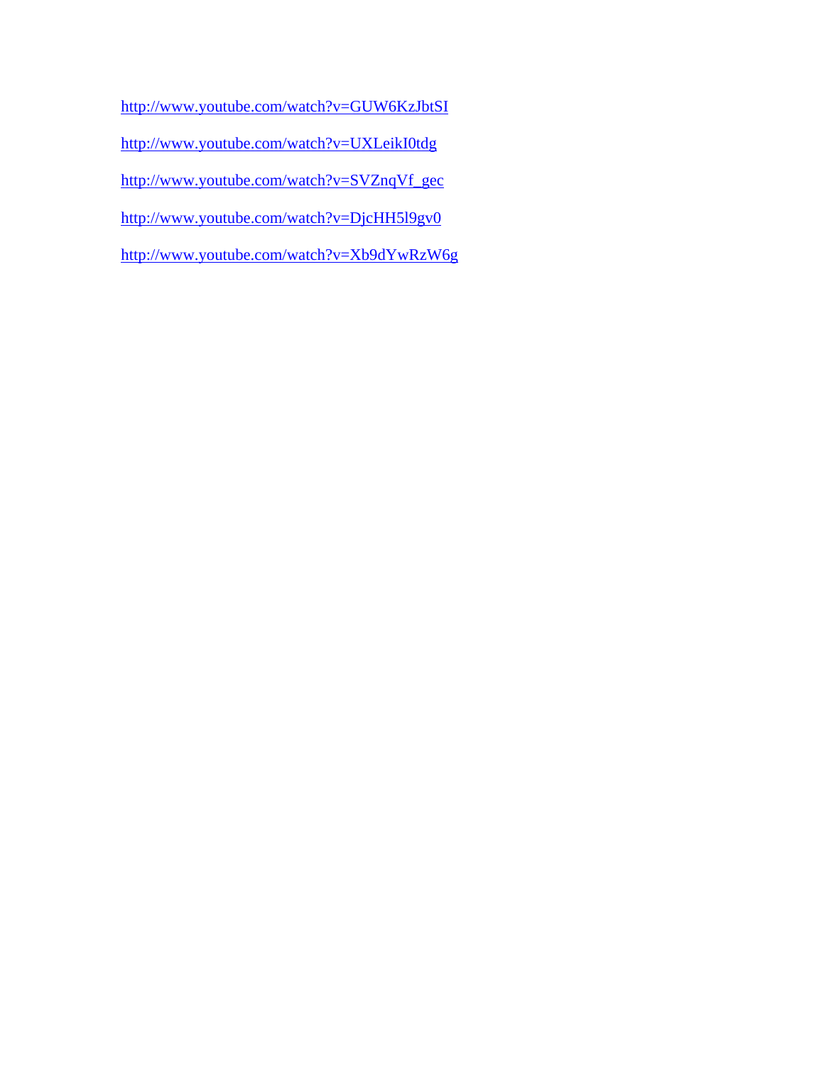http://www.youtube.com/watch?v=GUW6KzJbtSI

http://www.youtube.com/watch?v=UXLeikI0tdg

http://www.youtube.com/watch?v=SVZnqVf_gec

http://www.youtube.com/watch?v=DjcHH5l9gv0

http://www.youtube.com/watch?v=Xb9dYwRzW6g